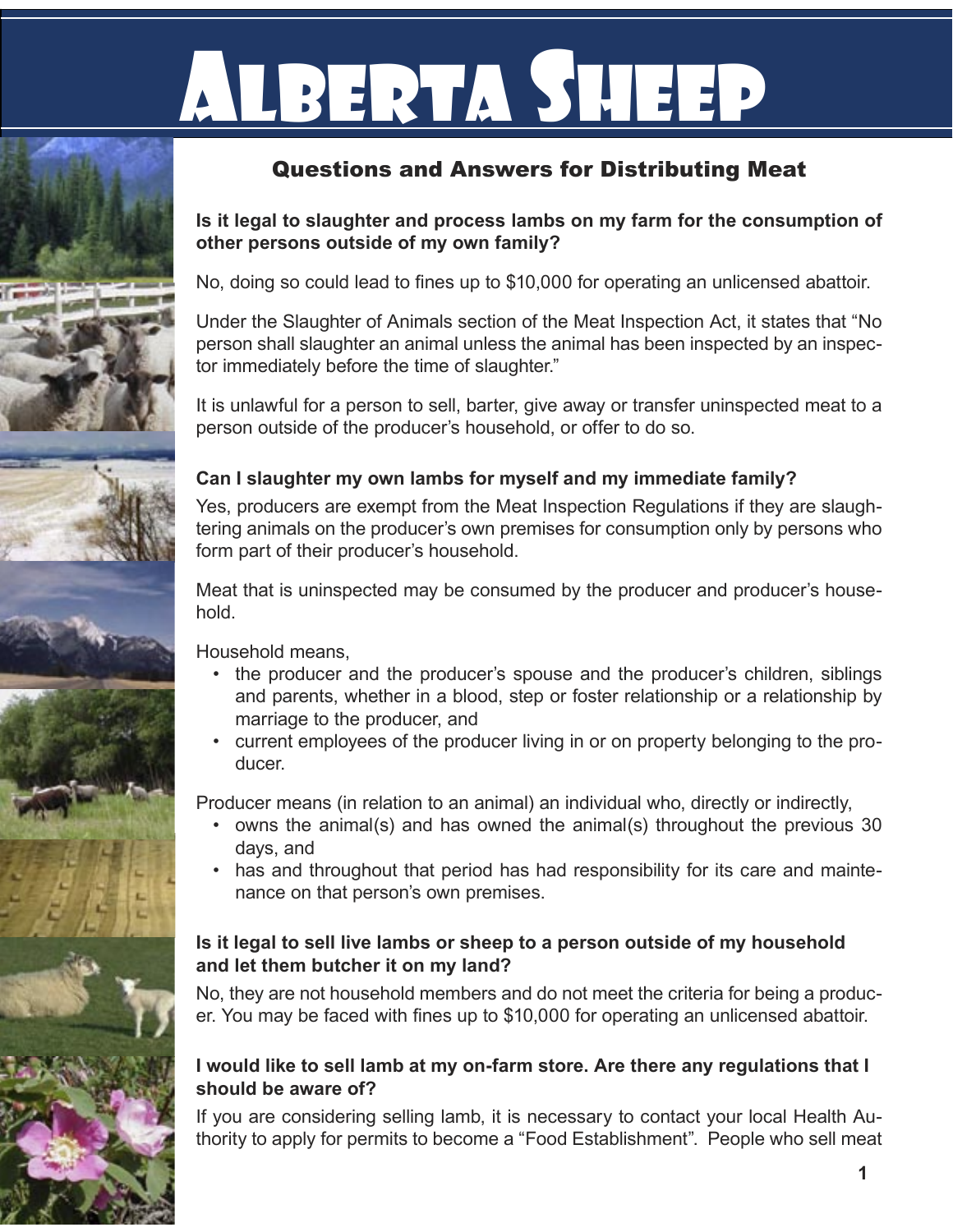# Alberta Sheep

## Questions and Answers for Distributing Meat

**Is it legal to slaughter and process lambs on my farm for the consumption of other persons outside of my own family?**

No, doing so could lead to fines up to $10,000 for operating an unlicensed abattoir.

Under the Slaughter of Animals section of the Meat Inspection Act, it states that "No person shall slaughter an animal unless the animal has been inspected by an inspector immediately before the time of slaughter."

It is unlawful for a person to sell, barter, give away or transfer uninspected meat to a person outside of the producer's household, or offer to do so.

**Can I slaughter my own lambs for myself and my immediate family?**

Yes, producers are exempt from the Meat Inspection Regulations if they are slaughtering animals on the producer's own premises for consumption only by persons who form part of their producer's household.

Meat that is uninspected may be consumed by the producer and producer's household.

Household means,

- the producer and the producer's spouse and the producer's children, siblings and parents, whether in a blood, step or foster relationship or a relationship by marriage to the producer, and
- current employees of the producer living in or on property belonging to the producer.

Producer means (in relation to an animal) an individual who, directly or indirectly,

- owns the animal(s) and has owned the animal(s) throughout the previous 30 days, and
- has and throughout that period has had responsibility for its care and maintenance on that person's own premises.

**Is it legal to sell live lambs or sheep to a person outside of my household and let them butcher it on my land?**

No, they are not household members and do not meet the criteria for being a producer. You may be faced with fines up to $10,000 for operating an unlicensed abattoir.

**I would like to sell lamb at my on-farm store. Are there any regulations that I should be aware of?**

If you are considering selling lamb, it is necessary to contact your local Health Authority to apply for permits to become a "Food Establishment". People who sell meat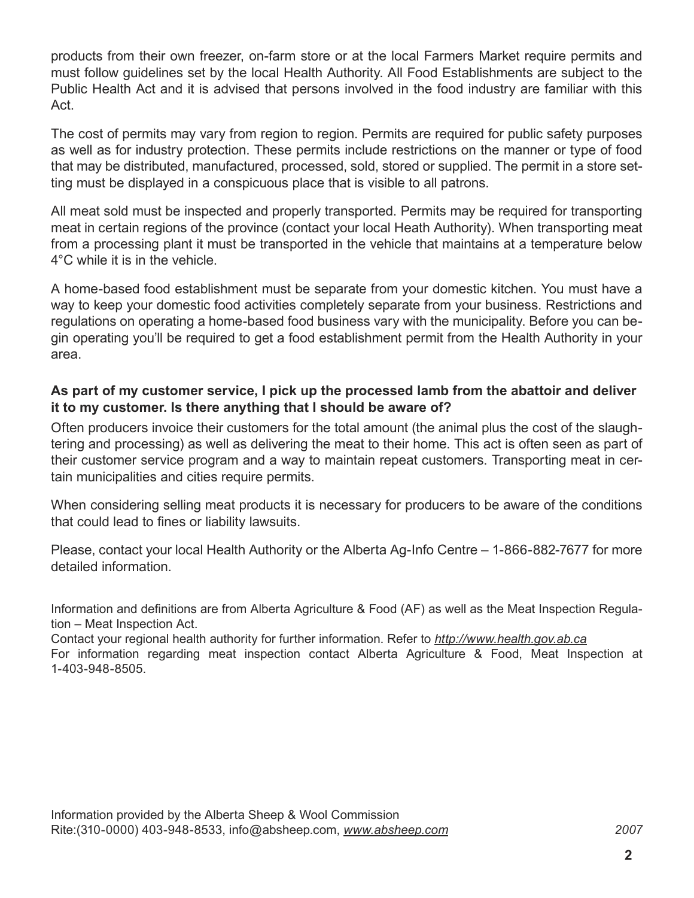products from their own freezer, on-farm store or at the local Farmers Market require permits and must follow guidelines set by the local Health Authority. All Food Establishments are subject to the Public Health Act and it is advised that persons involved in the food industry are familiar with this Act.

The cost of permits may vary from region to region. Permits are required for public safety purposes as well as for industry protection. These permits include restrictions on the manner or type of food that may be distributed, manufactured, processed, sold, stored or supplied. The permit in a store setting must be displayed in a conspicuous place that is visible to all patrons.

All meat sold must be inspected and properly transported. Permits may be required for transporting meat in certain regions of the province (contact your local Heath Authority). When transporting meat from a processing plant it must be transported in the vehicle that maintains at a temperature below 4°C while it is in the vehicle.

A home-based food establishment must be separate from your domestic kitchen. You must have a way to keep your domestic food activities completely separate from your business. Restrictions and regulations on operating a home-based food business vary with the municipality. Before you can begin operating you'll be required to get a food establishment permit from the Health Authority in your area.

**As part of my customer service, I pick up the processed lamb from the abattoir and deliver it to my customer. Is there anything that I should be aware of?**

Often producers invoice their customers for the total amount (the animal plus the cost of the slaughtering and processing) as well as delivering the meat to their home. This act is often seen as part of their customer service program and a way to maintain repeat customers. Transporting meat in certain municipalities and cities require permits.

When considering selling meat products it is necessary for producers to be aware of the conditions that could lead to fines or liability lawsuits.

Please, contact your local Health Authority or the Alberta Ag-Info Centre – 1-866-882-7677 for more detailed information.

Information and definitions are from Alberta Agriculture & Food (AF) as well as the Meat Inspection Regulation – Meat Inspection Act.
Contact your regional health authority for further information. Refer to *http://www.health.gov.ab.ca*
For information regarding meat inspection contact Alberta Agriculture & Food, Meat Inspection at 1-403-948-8505.

Information provided by the Alberta Sheep & Wool Commission
Rite:(310-0000) 403-948-8533, info@absheep.com, *www.absheep.com* *2007*